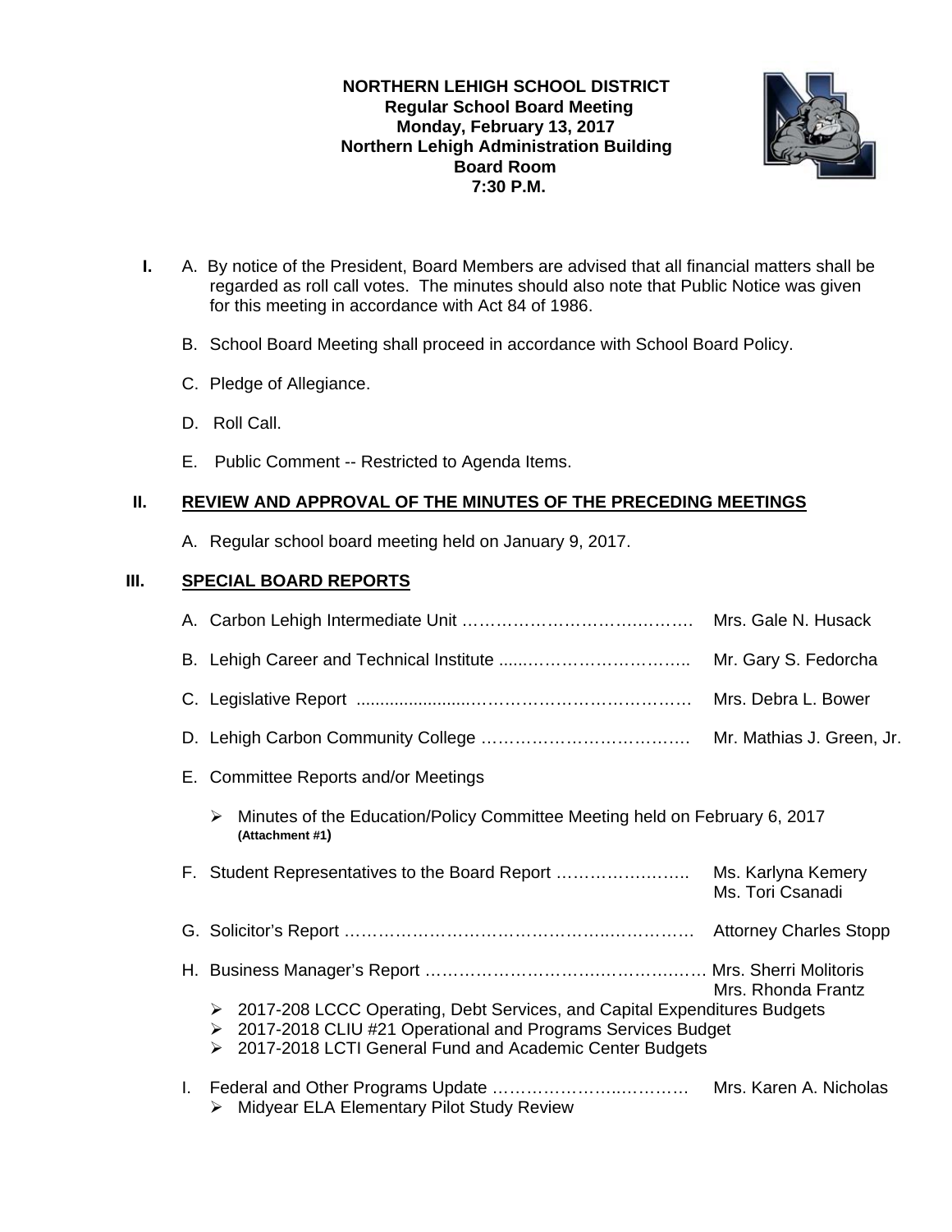**NORTHERN LEHIGH SCHOOL DISTRICT**
**Regular School Board Meeting**
**Monday, February 13, 2017**
**Northern Lehigh Administration Building**
**Board Room**
**7:30 P.M.**

**I.** A. By notice of the President, Board Members are advised that all financial matters shall be regarded as roll call votes. The minutes should also note that Public Notice was given for this meeting in accordance with Act 84 of 1986.

B. School Board Meeting shall proceed in accordance with School Board Policy.

C. Pledge of Allegiance.

D. Roll Call.

E. Public Comment -- Restricted to Agenda Items.

## II. REVIEW AND APPROVAL OF THE MINUTES OF THE PRECEDING MEETINGS

A. Regular school board meeting held on January 9, 2017.

## III. SPECIAL BOARD REPORTS

A. Carbon Lehigh Intermediate Unit …………………………………… Mrs. Gale N. Husack

B. Lehigh Career and Technical Institute ………………………….. Mr. Gary S. Fedorcha

C. Legislative Report ……………………………………………… Mrs. Debra L. Bower

D. Lehigh Carbon Community College ……………………………… Mr. Mathias J. Green, Jr.

E. Committee Reports and/or Meetings

- Minutes of the Education/Policy Committee Meeting held on February 6, 2017 **(Attachment #1)**

F. Student Representatives to the Board Report ………………….. Ms. Karlyna Kemery
Ms. Tori Csanadi

G. Solicitor's Report ……………………………………………… Attorney Charles Stopp

H. Business Manager's Report ……………………………………… Mrs. Sherri Molitoris
Mrs. Rhonda Frantz

- 2017-208 LCCC Operating, Debt Services, and Capital Expenditures Budgets
- 2017-2018 CLIU #21 Operational and Programs Services Budget
- 2017-2018 LCTI General Fund and Academic Center Budgets

I. Federal and Other Programs Update …………………………… Mrs. Karen A. Nicholas

- Midyear ELA Elementary Pilot Study Review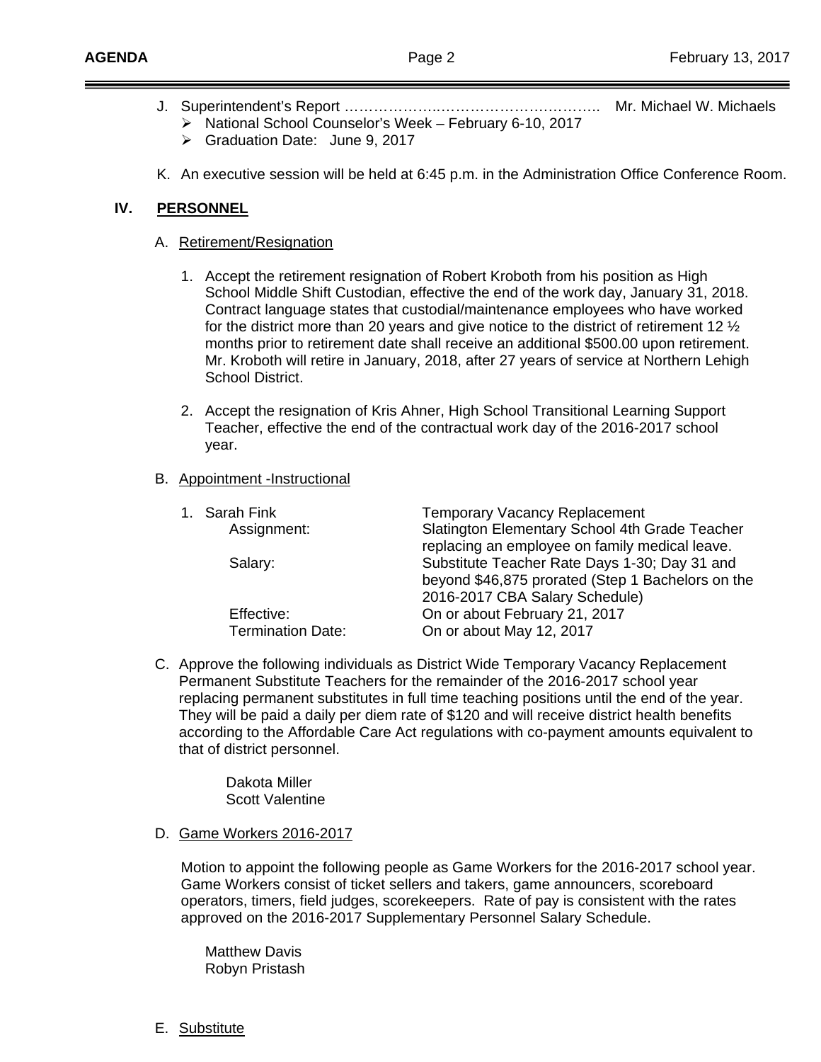J. Superintendent's Report ………………..…………………………….. Mr. Michael W. Michaels
   - National School Counselor's Week – February 6-10, 2017
   - Graduation Date: June 9, 2017

K. An executive session will be held at 6:45 p.m. in the Administration Office Conference Room.

## IV. PERSONNEL

A. Retirement/Resignation

1. Accept the retirement resignation of Robert Kroboth from his position as High School Middle Shift Custodian, effective the end of the work day, January 31, 2018. Contract language states that custodial/maintenance employees who have worked for the district more than 20 years and give notice to the district of retirement 12 ½ months prior to retirement date shall receive an additional $500.00 upon retirement. Mr. Kroboth will retire in January, 2018, after 27 years of service at Northern Lehigh School District.

2. Accept the resignation of Kris Ahner, High School Transitional Learning Support Teacher, effective the end of the contractual work day of the 2016-2017 school year.

B. Appointment -Instructional

| | |
|---|---|
| 1. Sarah Fink | Temporary Vacancy Replacement |
| Assignment: | Slatington Elementary School 4th Grade Teacher replacing an employee on family medical leave. |
| Salary: | Substitute Teacher Rate Days 1-30; Day 31 and beyond $46,875 prorated (Step 1 Bachelors on the 2016-2017 CBA Salary Schedule) |
| Effective: | On or about February 21, 2017 |
| Termination Date: | On or about May 12, 2017 |

C. Approve the following individuals as District Wide Temporary Vacancy Replacement Permanent Substitute Teachers for the remainder of the 2016-2017 school year replacing permanent substitutes in full time teaching positions until the end of the year. They will be paid a daily per diem rate of $120 and will receive district health benefits according to the Affordable Care Act regulations with co-payment amounts equivalent to that of district personnel.

Dakota Miller
Scott Valentine

D. Game Workers 2016-2017

Motion to appoint the following people as Game Workers for the 2016-2017 school year. Game Workers consist of ticket sellers and takers, game announcers, scoreboard operators, timers, field judges, scorekeepers. Rate of pay is consistent with the rates approved on the 2016-2017 Supplementary Personnel Salary Schedule.

Matthew Davis
Robyn Pristash

E. Substitute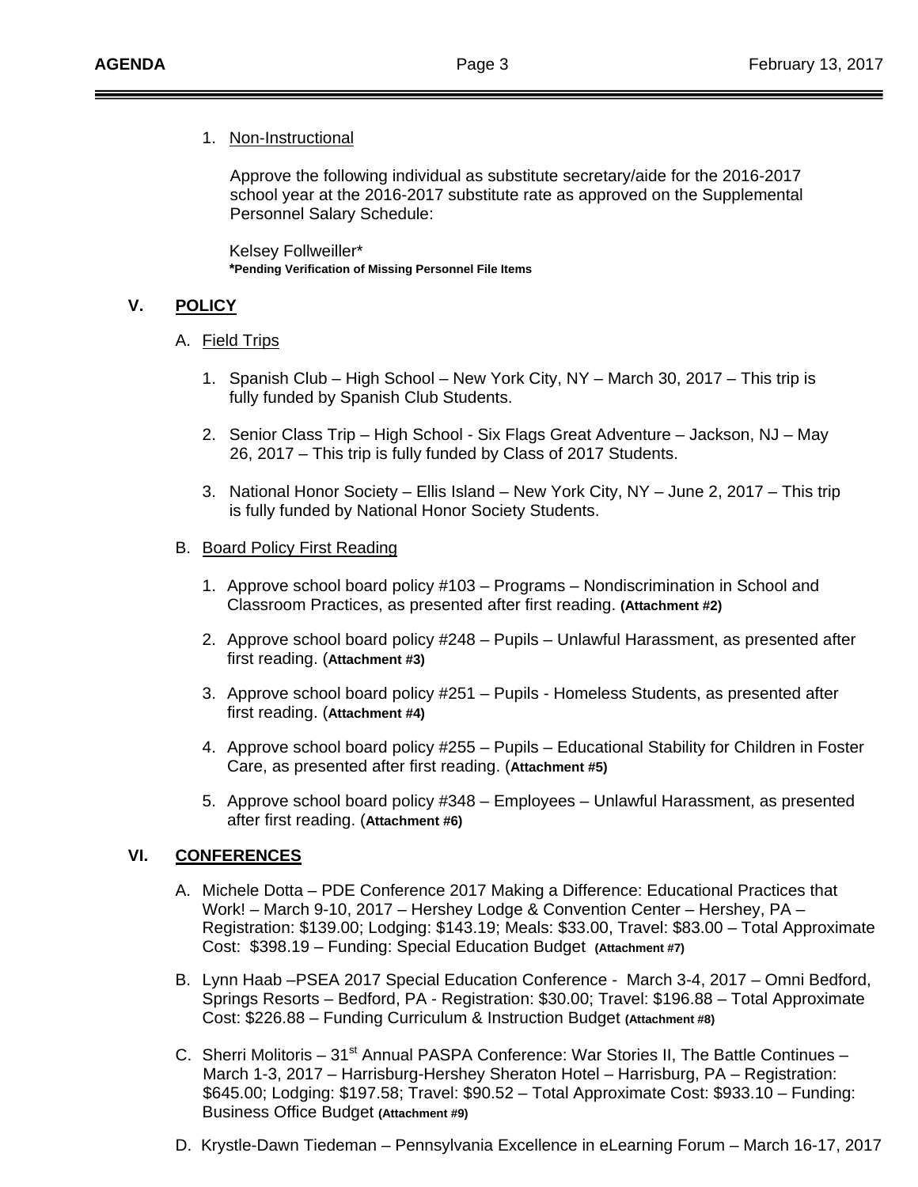1. Non-Instructional

   Approve the following individual as substitute secretary/aide for the 2016-2017 school year at the 2016-2017 substitute rate as approved on the Supplemental Personnel Salary Schedule:

   Kelsey Follweiller*
   ***Pending Verification of Missing Personnel File Items**

## V. POLICY

A. Field Trips

1. Spanish Club – High School – New York City, NY – March 30, 2017 – This trip is fully funded by Spanish Club Students.

2. Senior Class Trip – High School - Six Flags Great Adventure – Jackson, NJ – May 26, 2017 – This trip is fully funded by Class of 2017 Students.

3. National Honor Society – Ellis Island – New York City, NY – June 2, 2017 – This trip is fully funded by National Honor Society Students.

B. Board Policy First Reading

1. Approve school board policy #103 – Programs – Nondiscrimination in School and Classroom Practices, as presented after first reading. **(Attachment #2)**

2. Approve school board policy #248 – Pupils – Unlawful Harassment, as presented after first reading. (**Attachment #3)**

3. Approve school board policy #251 – Pupils - Homeless Students, as presented after first reading. (**Attachment #4)**

4. Approve school board policy #255 – Pupils – Educational Stability for Children in Foster Care, as presented after first reading. (**Attachment #5)**

5. Approve school board policy #348 – Employees – Unlawful Harassment, as presented after first reading. (**Attachment #6)**

## VI. CONFERENCES

A. Michele Dotta – PDE Conference 2017 Making a Difference: Educational Practices that Work! – March 9-10, 2017 – Hershey Lodge & Convention Center – Hershey, PA – Registration: $139.00; Lodging: $143.19; Meals: $33.00, Travel: $83.00 – Total Approximate Cost: $398.19 – Funding: Special Education Budget **(Attachment #7)**

B. Lynn Haab –PSEA 2017 Special Education Conference - March 3-4, 2017 – Omni Bedford, Springs Resorts – Bedford, PA - Registration: $30.00; Travel: $196.88 – Total Approximate Cost: $226.88 – Funding Curriculum & Instruction Budget **(Attachment #8)**

C. Sherri Molitoris – 31st Annual PASPA Conference: War Stories II, The Battle Continues – March 1-3, 2017 – Harrisburg-Hershey Sheraton Hotel – Harrisburg, PA – Registration: $645.00; Lodging: $197.58; Travel: $90.52 – Total Approximate Cost: $933.10 – Funding: Business Office Budget **(Attachment #9)**

D. Krystle-Dawn Tiedeman – Pennsylvania Excellence in eLearning Forum – March 16-17, 2017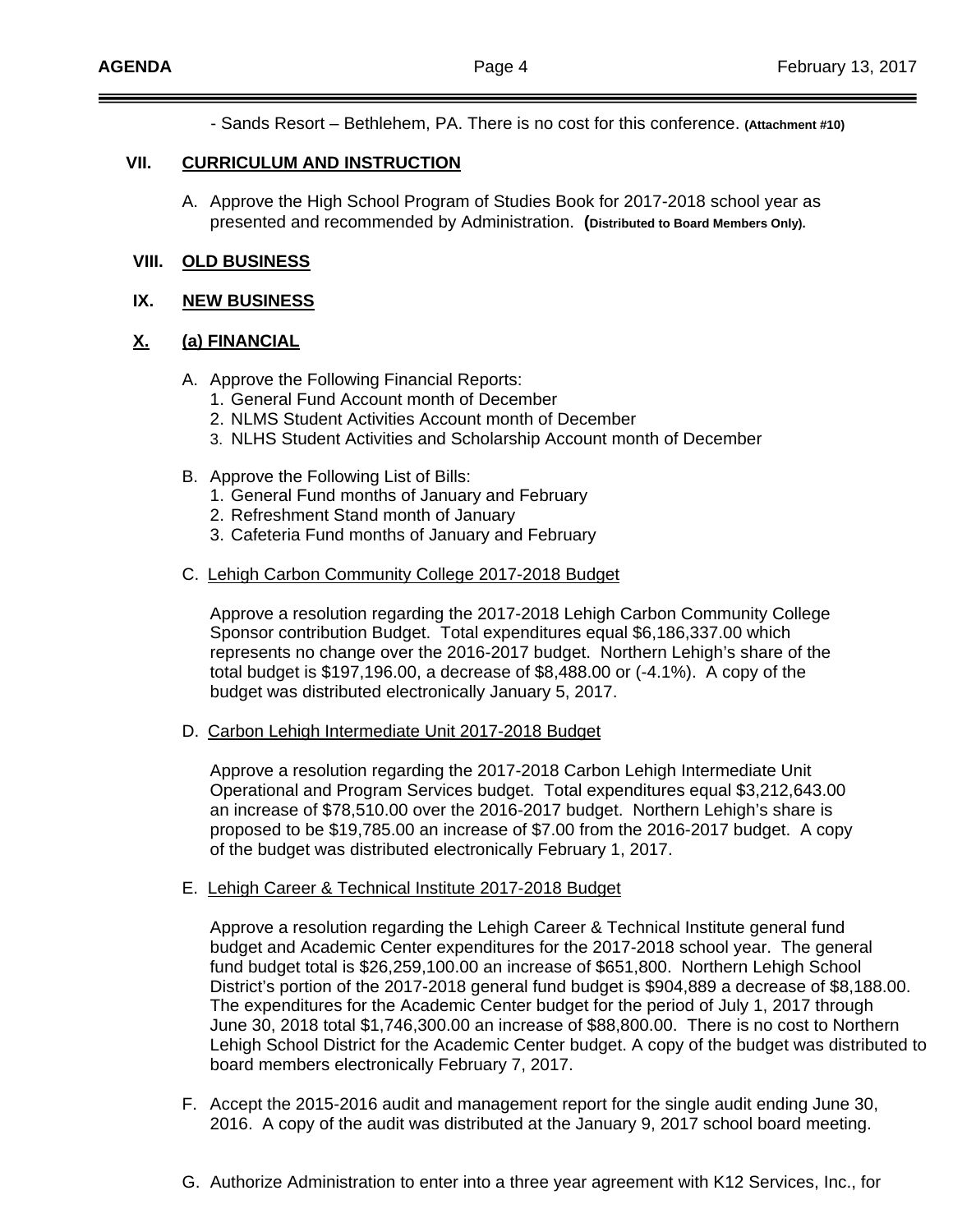- Sands Resort – Bethlehem, PA. There is no cost for this conference. **(Attachment #10)**

## VII. CURRICULUM AND INSTRUCTION

A. Approve the High School Program of Studies Book for 2017-2018 school year as presented and recommended by Administration. **(Distributed to Board Members Only).**

## VIII. OLD BUSINESS

## IX. NEW BUSINESS

## X. (a) FINANCIAL

A. Approve the Following Financial Reports:
   1. General Fund Account month of December
   2. NLMS Student Activities Account month of December
   3. NLHS Student Activities and Scholarship Account month of December

B. Approve the Following List of Bills:
   1. General Fund months of January and February
   2. Refreshment Stand month of January
   3. Cafeteria Fund months of January and February

C. Lehigh Carbon Community College 2017-2018 Budget

   Approve a resolution regarding the 2017-2018 Lehigh Carbon Community College Sponsor contribution Budget. Total expenditures equal $6,186,337.00 which represents no change over the 2016-2017 budget. Northern Lehigh's share of the total budget is $197,196.00, a decrease of $8,488.00 or (-4.1%). A copy of the budget was distributed electronically January 5, 2017.

D. Carbon Lehigh Intermediate Unit 2017-2018 Budget

   Approve a resolution regarding the 2017-2018 Carbon Lehigh Intermediate Unit Operational and Program Services budget. Total expenditures equal $3,212,643.00 an increase of $78,510.00 over the 2016-2017 budget. Northern Lehigh's share is proposed to be $19,785.00 an increase of $7.00 from the 2016-2017 budget. A copy of the budget was distributed electronically February 1, 2017.

E. Lehigh Career & Technical Institute 2017-2018 Budget

   Approve a resolution regarding the Lehigh Career & Technical Institute general fund budget and Academic Center expenditures for the 2017-2018 school year. The general fund budget total is $26,259,100.00 an increase of $651,800. Northern Lehigh School District's portion of the 2017-2018 general fund budget is $904,889 a decrease of $8,188.00. The expenditures for the Academic Center budget for the period of July 1, 2017 through June 30, 2018 total $1,746,300.00 an increase of $88,800.00. There is no cost to Northern Lehigh School District for the Academic Center budget. A copy of the budget was distributed to board members electronically February 7, 2017.

F. Accept the 2015-2016 audit and management report for the single audit ending June 30, 2016. A copy of the audit was distributed at the January 9, 2017 school board meeting.

G. Authorize Administration to enter into a three year agreement with K12 Services, Inc., for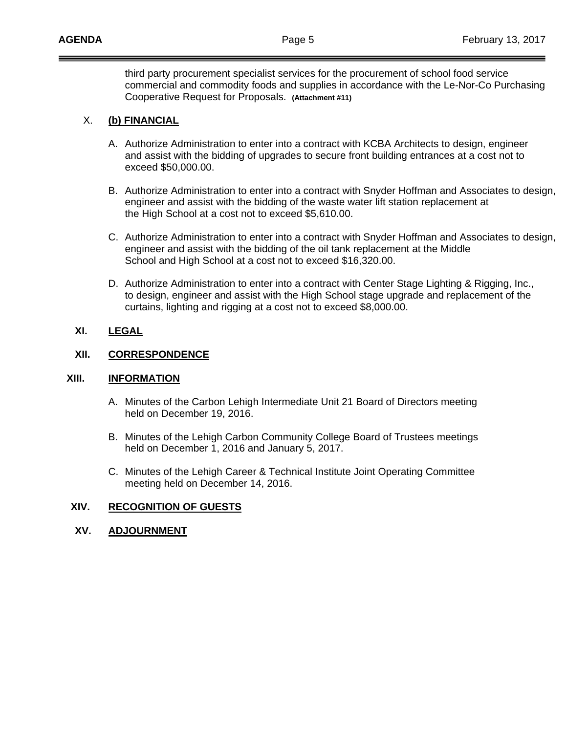third party procurement specialist services for the procurement of school food service commercial and commodity foods and supplies in accordance with the Le-Nor-Co Purchasing Cooperative Request for Proposals. **(Attachment #11)**

X. **(b) FINANCIAL**

A. Authorize Administration to enter into a contract with KCBA Architects to design, engineer and assist with the bidding of upgrades to secure front building entrances at a cost not to exceed $50,000.00.

B. Authorize Administration to enter into a contract with Snyder Hoffman and Associates to design, engineer and assist with the bidding of the waste water lift station replacement at the High School at a cost not to exceed $5,610.00.

C. Authorize Administration to enter into a contract with Snyder Hoffman and Associates to design, engineer and assist with the bidding of the oil tank replacement at the Middle School and High School at a cost not to exceed $16,320.00.

D. Authorize Administration to enter into a contract with Center Stage Lighting & Rigging, Inc., to design, engineer and assist with the High School stage upgrade and replacement of the curtains, lighting and rigging at a cost not to exceed $8,000.00.

## XI. LEGAL

## XII. CORRESPONDENCE

## XIII. INFORMATION

A. Minutes of the Carbon Lehigh Intermediate Unit 21 Board of Directors meeting held on December 19, 2016.

B. Minutes of the Lehigh Carbon Community College Board of Trustees meetings held on December 1, 2016 and January 5, 2017.

C. Minutes of the Lehigh Career & Technical Institute Joint Operating Committee meeting held on December 14, 2016.

## XIV. RECOGNITION OF GUESTS

## XV. ADJOURNMENT